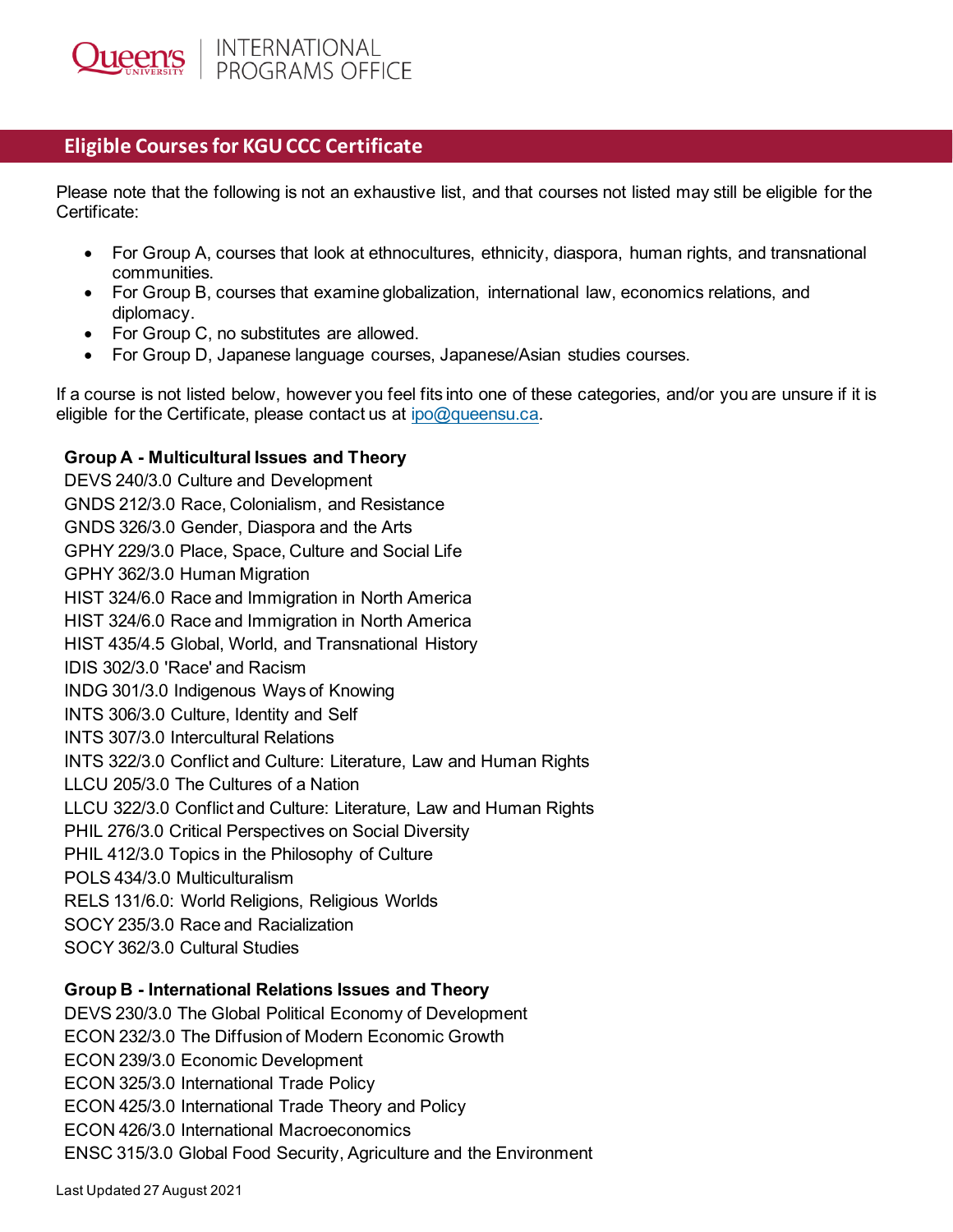# Eligible Courses for KGU CCC Certificate

Please note that the following is not an exhaustive list, and that courses not listed may still be eligible for the Certificate:

- For Group A, courses that look at ethnocultures, ethnicity, diaspora, human rights, and transnational communities.
- For Group B, courses that examine globalization, international law, economics relations, and diplomacy.
- For Group C, no substitutes are allowed.
- For Group D, Japanese language courses, Japanese/Asian studies courses.

If a course is not listed below, however you feel fits into one of these categories, and/or you are unsure if it is eligible for the Certificate, please contact us at ipo@queensu.ca.

**Group A - Multicultural Issues and Theory**

DEVS 240/3.0 Culture and Development
GNDS 212/3.0 Race, Colonialism, and Resistance
GNDS 326/3.0 Gender, Diaspora and the Arts
GPHY 229/3.0 Place, Space, Culture and Social Life
GPHY 362/3.0 Human Migration
HIST 324/6.0 Race and Immigration in North America
HIST 324/6.0 Race and Immigration in North America
HIST 435/4.5 Global, World, and Transnational History
IDIS 302/3.0 'Race' and Racism
INDG 301/3.0 Indigenous Ways of Knowing
INTS 306/3.0 Culture, Identity and Self
INTS 307/3.0 Intercultural Relations
INTS 322/3.0 Conflict and Culture: Literature, Law and Human Rights
LLCU 205/3.0 The Cultures of a Nation
LLCU 322/3.0 Conflict and Culture: Literature, Law and Human Rights
PHIL 276/3.0 Critical Perspectives on Social Diversity
PHIL 412/3.0 Topics in the Philosophy of Culture
POLS 434/3.0 Multiculturalism
RELS 131/6.0: World Religions, Religious Worlds
SOCY 235/3.0 Race and Racialization
SOCY 362/3.0 Cultural Studies

**Group B - International Relations Issues and Theory**

DEVS 230/3.0 The Global Political Economy of Development
ECON 232/3.0 The Diffusion of Modern Economic Growth
ECON 239/3.0 Economic Development
ECON 325/3.0 International Trade Policy
ECON 425/3.0 International Trade Theory and Policy
ECON 426/3.0 International Macroeconomics
ENSC 315/3.0 Global Food Security, Agriculture and the Environment

Last Updated 27 August 2021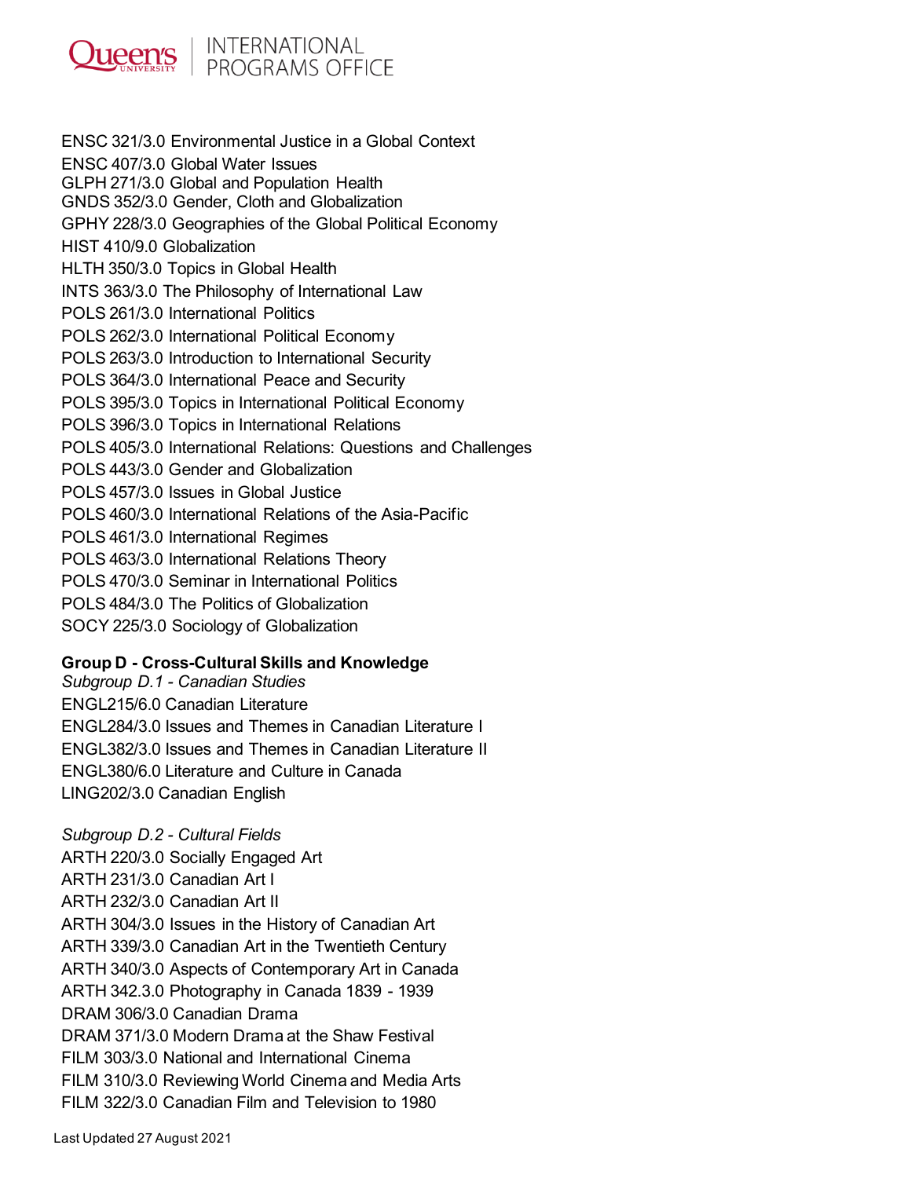ENSC 321/3.0 Environmental Justice in a Global Context
ENSC 407/3.0 Global Water Issues
GLPH 271/3.0 Global and Population Health
GNDS 352/3.0 Gender, Cloth and Globalization
GPHY 228/3.0 Geographies of the Global Political Economy
HIST 410/9.0 Globalization
HLTH 350/3.0 Topics in Global Health
INTS 363/3.0 The Philosophy of International Law
POLS 261/3.0 International Politics
POLS 262/3.0 International Political Economy
POLS 263/3.0 Introduction to International Security
POLS 364/3.0 International Peace and Security
POLS 395/3.0 Topics in International Political Economy
POLS 396/3.0 Topics in International Relations
POLS 405/3.0 International Relations: Questions and Challenges
POLS 443/3.0 Gender and Globalization
POLS 457/3.0 Issues in Global Justice
POLS 460/3.0 International Relations of the Asia-Pacific
POLS 461/3.0 International Regimes
POLS 463/3.0 International Relations Theory
POLS 470/3.0 Seminar in International Politics
POLS 484/3.0 The Politics of Globalization
SOCY 225/3.0 Sociology of Globalization

**Group D - Cross-Cultural Skills and Knowledge**

*Subgroup D.1 - Canadian Studies*

ENGL215/6.0 Canadian Literature
ENGL284/3.0 Issues and Themes in Canadian Literature I
ENGL382/3.0 Issues and Themes in Canadian Literature II
ENGL380/6.0 Literature and Culture in Canada
LING202/3.0 Canadian English

*Subgroup D.2 - Cultural Fields*

ARTH 220/3.0 Socially Engaged Art
ARTH 231/3.0 Canadian Art I
ARTH 232/3.0 Canadian Art II
ARTH 304/3.0 Issues in the History of Canadian Art
ARTH 339/3.0 Canadian Art in the Twentieth Century
ARTH 340/3.0 Aspects of Contemporary Art in Canada
ARTH 342.3.0 Photography in Canada 1839 - 1939
DRAM 306/3.0 Canadian Drama
DRAM 371/3.0 Modern Drama at the Shaw Festival
FILM 303/3.0 National and International Cinema
FILM 310/3.0 Reviewing World Cinema and Media Arts
FILM 322/3.0 Canadian Film and Television to 1980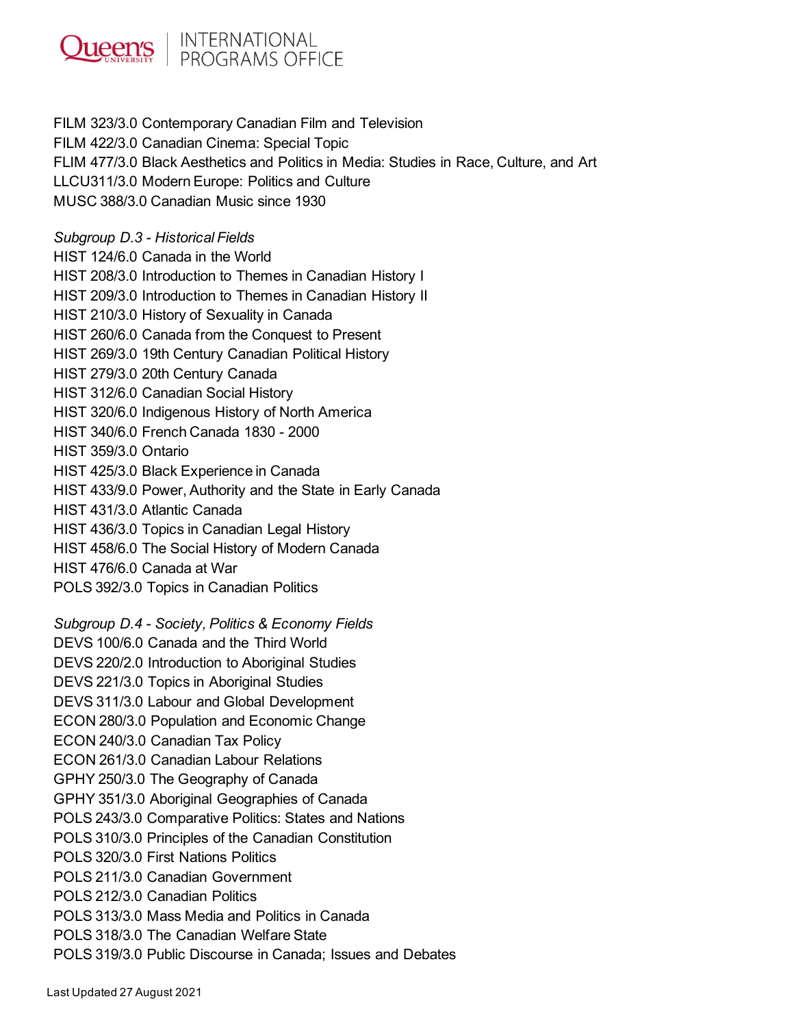FILM 323/3.0 Contemporary Canadian Film and Television
FILM 422/3.0 Canadian Cinema: Special Topic
FLIM 477/3.0 Black Aesthetics and Politics in Media: Studies in Race, Culture, and Art
LLCU311/3.0 Modern Europe: Politics and Culture
MUSC 388/3.0 Canadian Music since 1930

*Subgroup D.3 - Historical Fields*

HIST 124/6.0 Canada in the World
HIST 208/3.0 Introduction to Themes in Canadian History I
HIST 209/3.0 Introduction to Themes in Canadian History II
HIST 210/3.0 History of Sexuality in Canada
HIST 260/6.0 Canada from the Conquest to Present
HIST 269/3.0 19th Century Canadian Political History
HIST 279/3.0 20th Century Canada
HIST 312/6.0 Canadian Social History
HIST 320/6.0 Indigenous History of North America
HIST 340/6.0 French Canada 1830 - 2000
HIST 359/3.0 Ontario
HIST 425/3.0 Black Experience in Canada
HIST 433/9.0 Power, Authority and the State in Early Canada
HIST 431/3.0 Atlantic Canada
HIST 436/3.0 Topics in Canadian Legal History
HIST 458/6.0 The Social History of Modern Canada
HIST 476/6.0 Canada at War
POLS 392/3.0 Topics in Canadian Politics

*Subgroup D.4 - Society, Politics & Economy Fields*

DEVS 100/6.0 Canada and the Third World
DEVS 220/2.0 Introduction to Aboriginal Studies
DEVS 221/3.0 Topics in Aboriginal Studies
DEVS 311/3.0 Labour and Global Development
ECON 280/3.0 Population and Economic Change
ECON 240/3.0 Canadian Tax Policy
ECON 261/3.0 Canadian Labour Relations
GPHY 250/3.0 The Geography of Canada
GPHY 351/3.0 Aboriginal Geographies of Canada
POLS 243/3.0 Comparative Politics: States and Nations
POLS 310/3.0 Principles of the Canadian Constitution
POLS 320/3.0 First Nations Politics
POLS 211/3.0 Canadian Government
POLS 212/3.0 Canadian Politics
POLS 313/3.0 Mass Media and Politics in Canada
POLS 318/3.0 The Canadian Welfare State
POLS 319/3.0 Public Discourse in Canada; Issues and Debates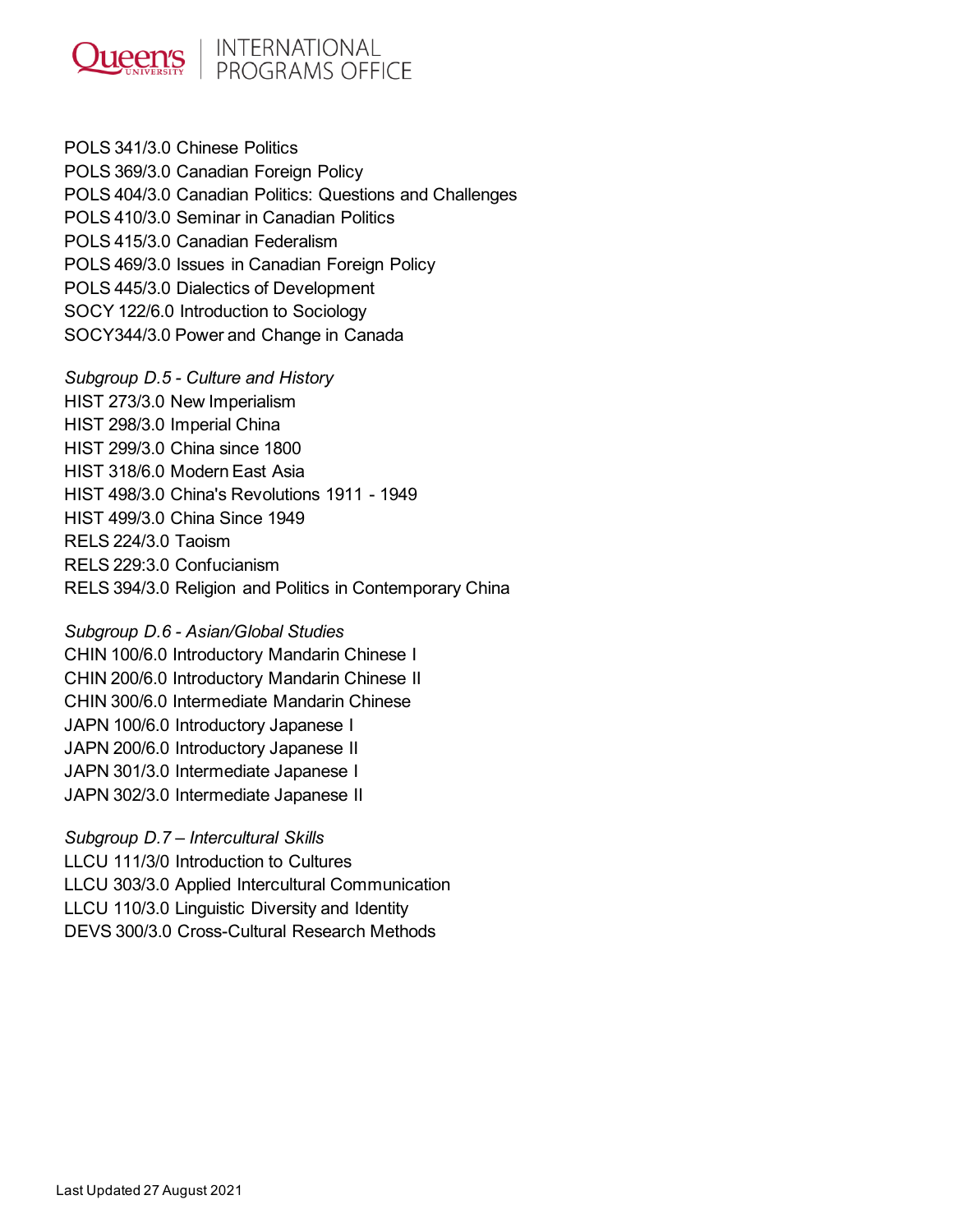POLS 341/3.0 Chinese Politics
POLS 369/3.0 Canadian Foreign Policy
POLS 404/3.0 Canadian Politics: Questions and Challenges
POLS 410/3.0 Seminar in Canadian Politics
POLS 415/3.0 Canadian Federalism
POLS 469/3.0 Issues in Canadian Foreign Policy
POLS 445/3.0 Dialectics of Development
SOCY 122/6.0 Introduction to Sociology
SOCY344/3.0 Power and Change in Canada

*Subgroup D.5 - Culture and History*
HIST 273/3.0 New Imperialism
HIST 298/3.0 Imperial China
HIST 299/3.0 China since 1800
HIST 318/6.0 Modern East Asia
HIST 498/3.0 China's Revolutions 1911 - 1949
HIST 499/3.0 China Since 1949
RELS 224/3.0 Taoism
RELS 229:3.0 Confucianism
RELS 394/3.0 Religion and Politics in Contemporary China

*Subgroup D.6 - Asian/Global Studies*
CHIN 100/6.0 Introductory Mandarin Chinese I
CHIN 200/6.0 Introductory Mandarin Chinese II
CHIN 300/6.0 Intermediate Mandarin Chinese
JAPN 100/6.0 Introductory Japanese I
JAPN 200/6.0 Introductory Japanese II
JAPN 301/3.0 Intermediate Japanese I
JAPN 302/3.0 Intermediate Japanese II

*Subgroup D.7 – Intercultural Skills*
LLCU 111/3/0 Introduction to Cultures
LLCU 303/3.0 Applied Intercultural Communication
LLCU 110/3.0 Linguistic Diversity and Identity
DEVS 300/3.0 Cross-Cultural Research Methods